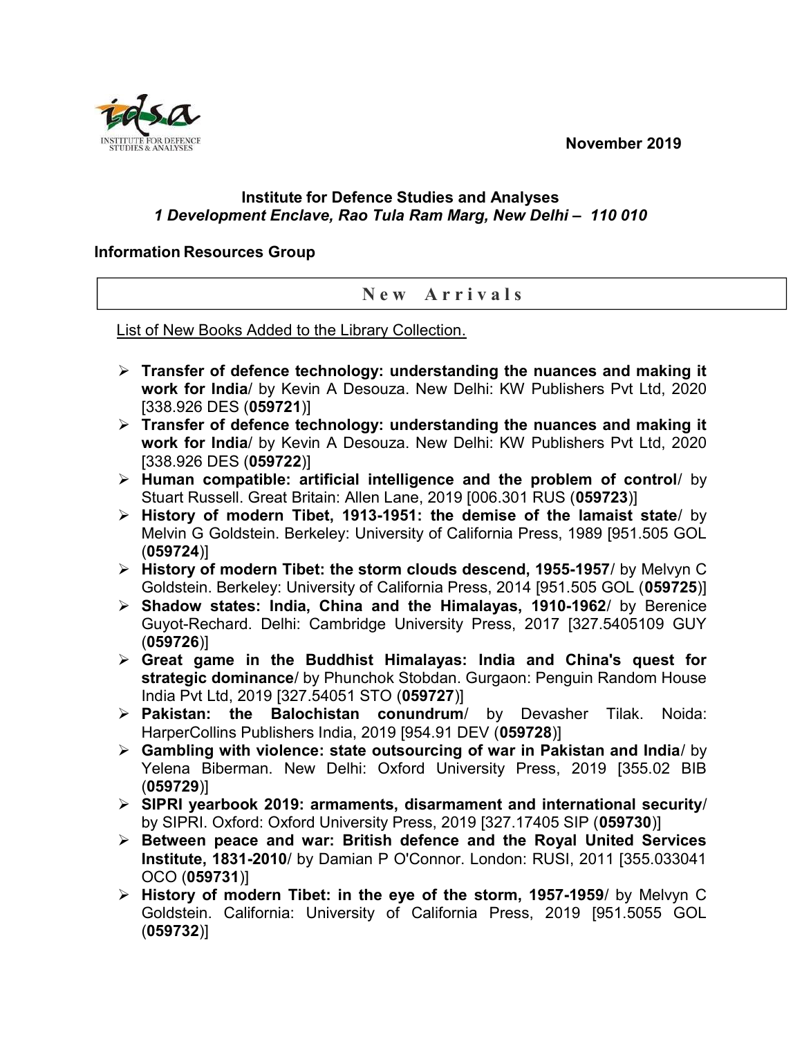November 2019

**Institute for Defence Studies and Analyses**
***1 Development Enclave, Rao Tula Ram Marg, New Delhi – 110 010***

**Information Resources Group**

# New Arrivals

List of New Books Added to the Library Collection.

- **Transfer of defence technology: understanding the nuances and making it work for India**/ by Kevin A Desouza. New Delhi: KW Publishers Pvt Ltd, 2020 [338.926 DES (**059721**)]
- **Transfer of defence technology: understanding the nuances and making it work for India**/ by Kevin A Desouza. New Delhi: KW Publishers Pvt Ltd, 2020 [338.926 DES (**059722**)]
- **Human compatible: artificial intelligence and the problem of control**/ by Stuart Russell. Great Britain: Allen Lane, 2019 [006.301 RUS (**059723**)]
- **History of modern Tibet, 1913-1951: the demise of the lamaist state**/ by Melvin G Goldstein. Berkeley: University of California Press, 1989 [951.505 GOL (**059724**)]
- **History of modern Tibet: the storm clouds descend, 1955-1957**/ by Melvyn C Goldstein. Berkeley: University of California Press, 2014 [951.505 GOL (**059725**)]
- **Shadow states: India, China and the Himalayas, 1910-1962**/ by Berenice Guyot-Rechard. Delhi: Cambridge University Press, 2017 [327.5405109 GUY (**059726**)]
- **Great game in the Buddhist Himalayas: India and China's quest for strategic dominance**/ by Phunchok Stobdan. Gurgaon: Penguin Random House India Pvt Ltd, 2019 [327.54051 STO (**059727**)]
- **Pakistan: the Balochistan conundrum**/ by Devasher Tilak. Noida: HarperCollins Publishers India, 2019 [954.91 DEV (**059728**)]
- **Gambling with violence: state outsourcing of war in Pakistan and India**/ by Yelena Biberman. New Delhi: Oxford University Press, 2019 [355.02 BIB (**059729**)]
- **SIPRI yearbook 2019: armaments, disarmament and international security**/ by SIPRI. Oxford: Oxford University Press, 2019 [327.17405 SIP (**059730**)]
- **Between peace and war: British defence and the Royal United Services Institute, 1831-2010**/ by Damian P O'Connor. London: RUSI, 2011 [355.033041 OCO (**059731**)]
- **History of modern Tibet: in the eye of the storm, 1957-1959**/ by Melvyn C Goldstein. California: University of California Press, 2019 [951.5055 GOL (**059732**)]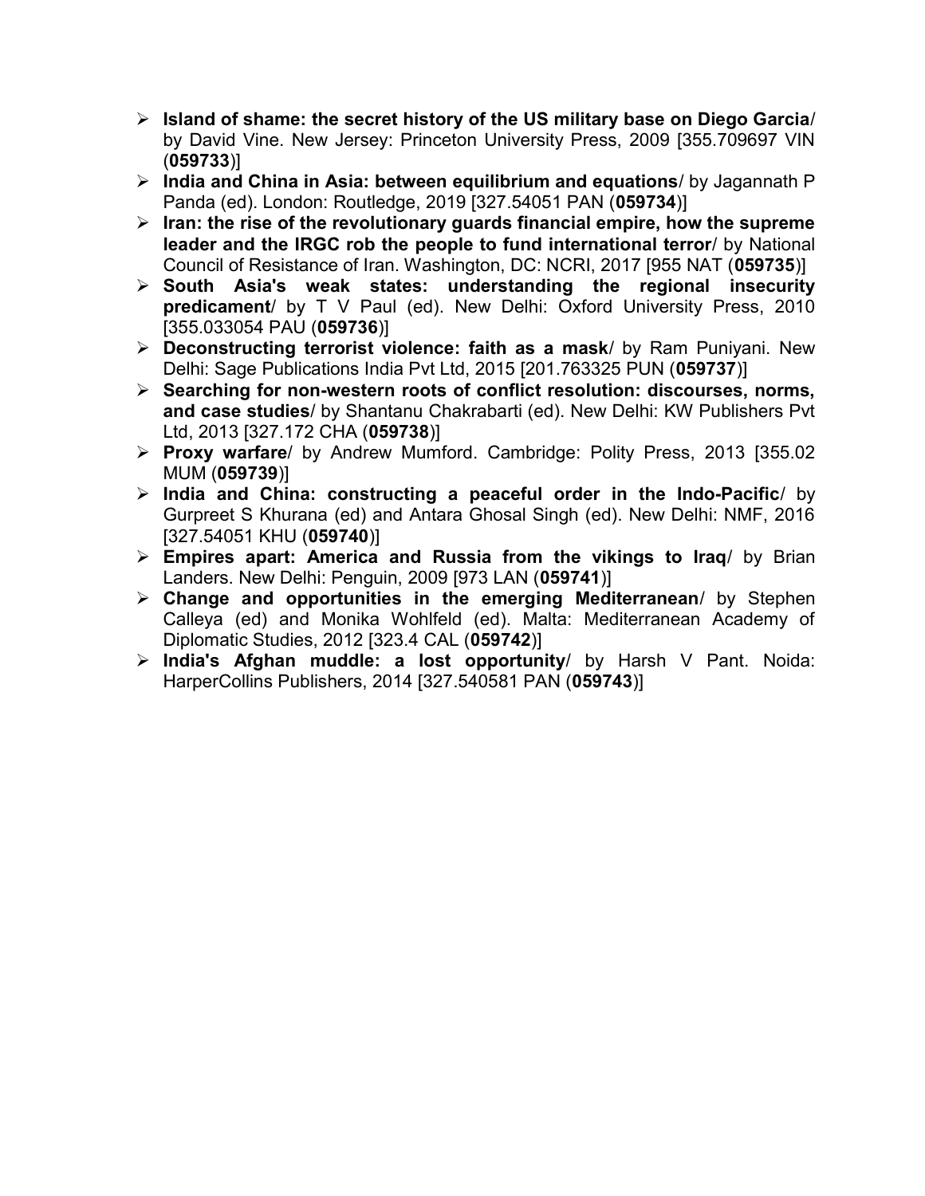- **Island of shame: the secret history of the US military base on Diego Garcia**/ by David Vine. New Jersey: Princeton University Press, 2009 [355.709697 VIN (**059733**)]
- **India and China in Asia: between equilibrium and equations**/ by Jagannath P Panda (ed). London: Routledge, 2019 [327.54051 PAN (**059734**)]
- **Iran: the rise of the revolutionary guards financial empire, how the supreme leader and the IRGC rob the people to fund international terror**/ by National Council of Resistance of Iran. Washington, DC: NCRI, 2017 [955 NAT (**059735**)]
- **South Asia's weak states: understanding the regional insecurity predicament**/ by T V Paul (ed). New Delhi: Oxford University Press, 2010 [355.033054 PAU (**059736**)]
- **Deconstructing terrorist violence: faith as a mask**/ by Ram Puniyani. New Delhi: Sage Publications India Pvt Ltd, 2015 [201.763325 PUN (**059737**)]
- **Searching for non-western roots of conflict resolution: discourses, norms, and case studies**/ by Shantanu Chakrabarti (ed). New Delhi: KW Publishers Pvt Ltd, 2013 [327.172 CHA (**059738**)]
- **Proxy warfare**/ by Andrew Mumford. Cambridge: Polity Press, 2013 [355.02 MUM (**059739**)]
- **India and China: constructing a peaceful order in the Indo-Pacific**/ by Gurpreet S Khurana (ed) and Antara Ghosal Singh (ed). New Delhi: NMF, 2016 [327.54051 KHU (**059740**)]
- **Empires apart: America and Russia from the vikings to Iraq**/ by Brian Landers. New Delhi: Penguin, 2009 [973 LAN (**059741**)]
- **Change and opportunities in the emerging Mediterranean**/ by Stephen Calleya (ed) and Monika Wohlfeld (ed). Malta: Mediterranean Academy of Diplomatic Studies, 2012 [323.4 CAL (**059742**)]
- **India's Afghan muddle: a lost opportunity**/ by Harsh V Pant. Noida: HarperCollins Publishers, 2014 [327.540581 PAN (**059743**)]